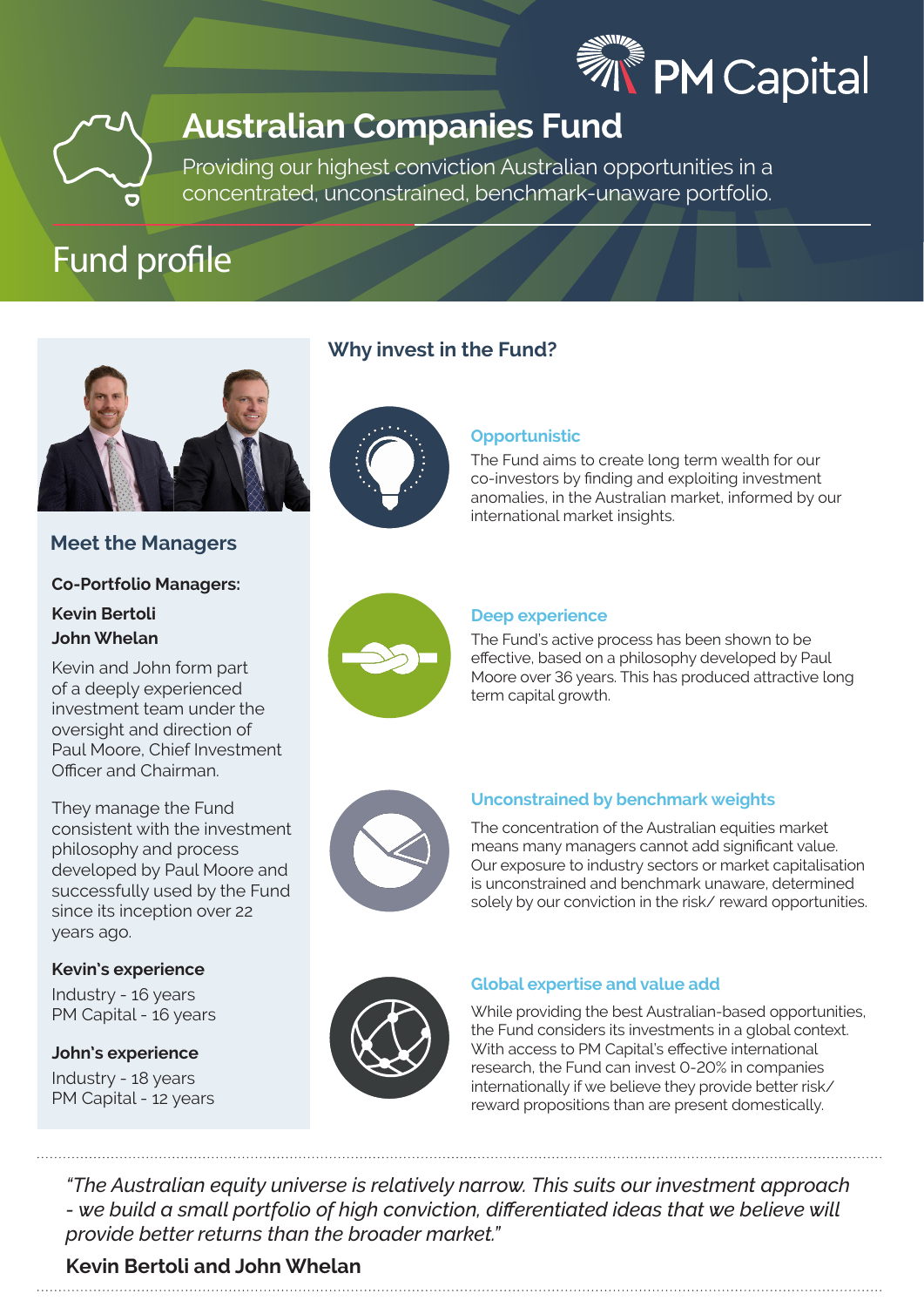PM Capital

# Australian Companies Fund

Providing our highest conviction Australian opportunities in a concentrated, unconstrained, benchmark-unaware portfolio.

## Fund profile

### Meet the Managers

**Co-Portfolio Managers:**

**Kevin Bertoli**
**John Whelan**

Kevin and John form part of a deeply experienced investment team under the oversight and direction of Paul Moore, Chief Investment Officer and Chairman.

They manage the Fund consistent with the investment philosophy and process developed by Paul Moore and successfully used by the Fund since its inception over 22 years ago.

**Kevin's experience**

Industry - 16 years
PM Capital - 16 years

**John's experience**

Industry - 18 years
PM Capital - 12 years

### Why invest in the Fund?

#### Opportunistic

The Fund aims to create long term wealth for our co-investors by finding and exploiting investment anomalies, in the Australian market, informed by our international market insights.

#### Deep experience

The Fund's active process has been shown to be effective, based on a philosophy developed by Paul Moore over 36 years. This has produced attractive long term capital growth.

#### Unconstrained by benchmark weights

The concentration of the Australian equities market means many managers cannot add significant value. Our exposure to industry sectors or market capitalisation is unconstrained and benchmark unaware, determined solely by our conviction in the risk/ reward opportunities.

#### Global expertise and value add

While providing the best Australian-based opportunities, the Fund considers its investments in a global context. With access to PM Capital's effective international research, the Fund can invest 0-20% in companies internationally if we believe they provide better risk/ reward propositions than are present domestically.

*"The Australian equity universe is relatively narrow. This suits our investment approach - we build a small portfolio of high conviction, differentiated ideas that we believe will provide better returns than the broader market."*

**Kevin Bertoli and John Whelan**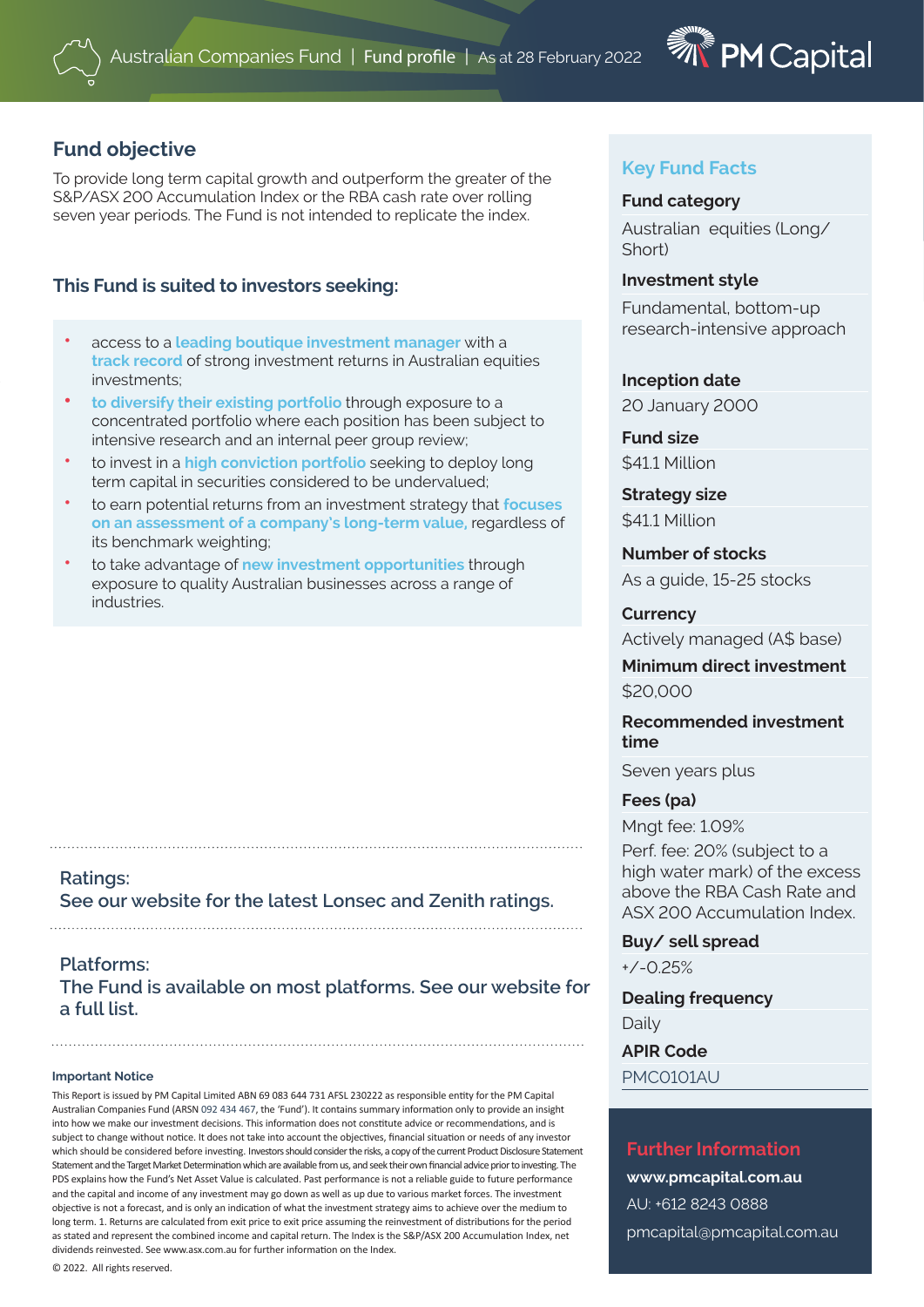Australian Companies Fund | Fund profile | As at 28 February 2022

PM Capital

## Fund objective

To provide long term capital growth and outperform the greater of the S&P/ASX 200 Accumulation Index or the RBA cash rate over rolling seven year periods. The Fund is not intended to replicate the index.

## This Fund is suited to investors seeking:

- access to a **leading boutique investment manager** with a **track record** of strong investment returns in Australian equities investments;
- **to diversify their existing portfolio** through exposure to a concentrated portfolio where each position has been subject to intensive research and an internal peer group review;
- to invest in a **high conviction portfolio** seeking to deploy long term capital in securities considered to be undervalued;
- to earn potential returns from an investment strategy that **focuses on an assessment of a company's long-term value,** regardless of its benchmark weighting;
- to take advantage of **new investment opportunities** through exposure to quality Australian businesses across a range of industries.

Ratings:
See our website for the latest Lonsec and Zenith ratings.

Platforms:
The Fund is available on most platforms. See our website for a full list.

**Important Notice**

This Report is issued by PM Capital Limited ABN 69 083 644 731 AFSL 230222 as responsible entity for the PM Capital Australian Companies Fund (ARSN 092 434 467, the 'Fund'). It contains summary information only to provide an insight into how we make our investment decisions. This information does not constitute advice or recommendations, and is subject to change without notice. It does not take into account the objectives, financial situation or needs of any investor which should be considered before investing. Investors should consider the risks, a copy of the current Product Disclosure Statement Statement and the Target Market Determination which are available from us, and seek their own financial advice prior to investing. The PDS explains how the Fund's Net Asset Value is calculated. Past performance is not a reliable guide to future performance and the capital and income of any investment may go down as well as up due to various market forces. The investment objective is not a forecast, and is only an indication of what the investment strategy aims to achieve over the medium to long term. 1. Returns are calculated from exit price to exit price assuming the reinvestment of distributions for the period as stated and represent the combined income and capital return. The Index is the S&P/ASX 200 Accumulation Index, net dividends reinvested. See www.asx.com.au for further information on the Index.

© 2022. All rights reserved.

## Key Fund Facts

**Fund category**
Australian equities (Long/Short)

**Investment style**
Fundamental, bottom-up research-intensive approach

**Inception date**
20 January 2000

**Fund size**
$41.1 Million

**Strategy size**
$41.1 Million

**Number of stocks**
As a guide, 15-25 stocks

**Currency**
Actively managed (A$ base)

**Minimum direct investment**
$20,000

**Recommended investment time**
Seven years plus

**Fees (pa)**
Mngt fee: 1.09%
Perf. fee: 20% (subject to a high water mark) of the excess above the RBA Cash Rate and ASX 200 Accumulation Index.

**Buy/ sell spread**
+/-0.25%

**Dealing frequency**
Daily

**APIR Code**
PMC0101AU

## Further Information

**www.pmcapital.com.au**
AU: +612 8243 0888
pmcapital@pmcapital.com.au